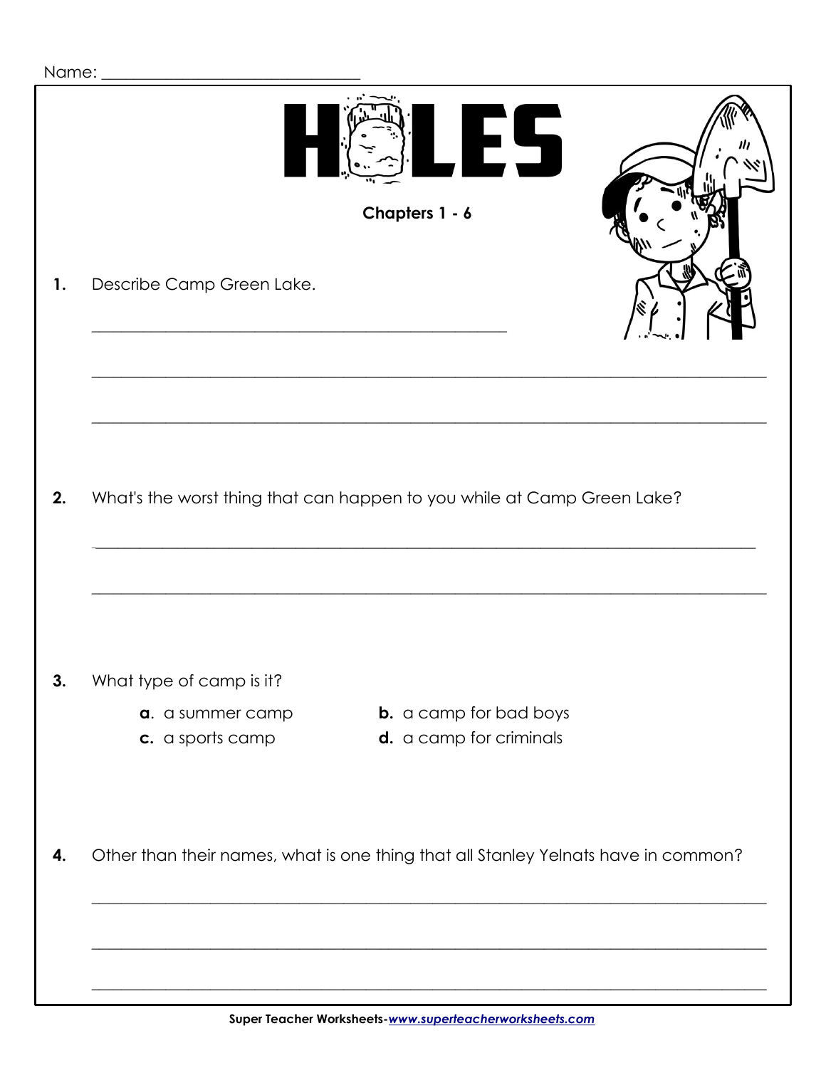Name: ______________________________

# HOLES

**Chapters 1 - 6**

**1.** Describe Camp Green Lake.

_______________________________________________

_______________________________________________________________

_______________________________________________________________

**2.** What's the worst thing that can happen to you while at Camp Green Lake?

_______________________________________________________________

_______________________________________________________________

**3.** What type of camp is it?

- **a**. a summer camp
- **b.** a camp for bad boys
- **c.** a sports camp
- **d.** a camp for criminals

**4.** Other than their names, what is one thing that all Stanley Yelnats have in common?

_______________________________________________________________

_______________________________________________________________

_______________________________________________________________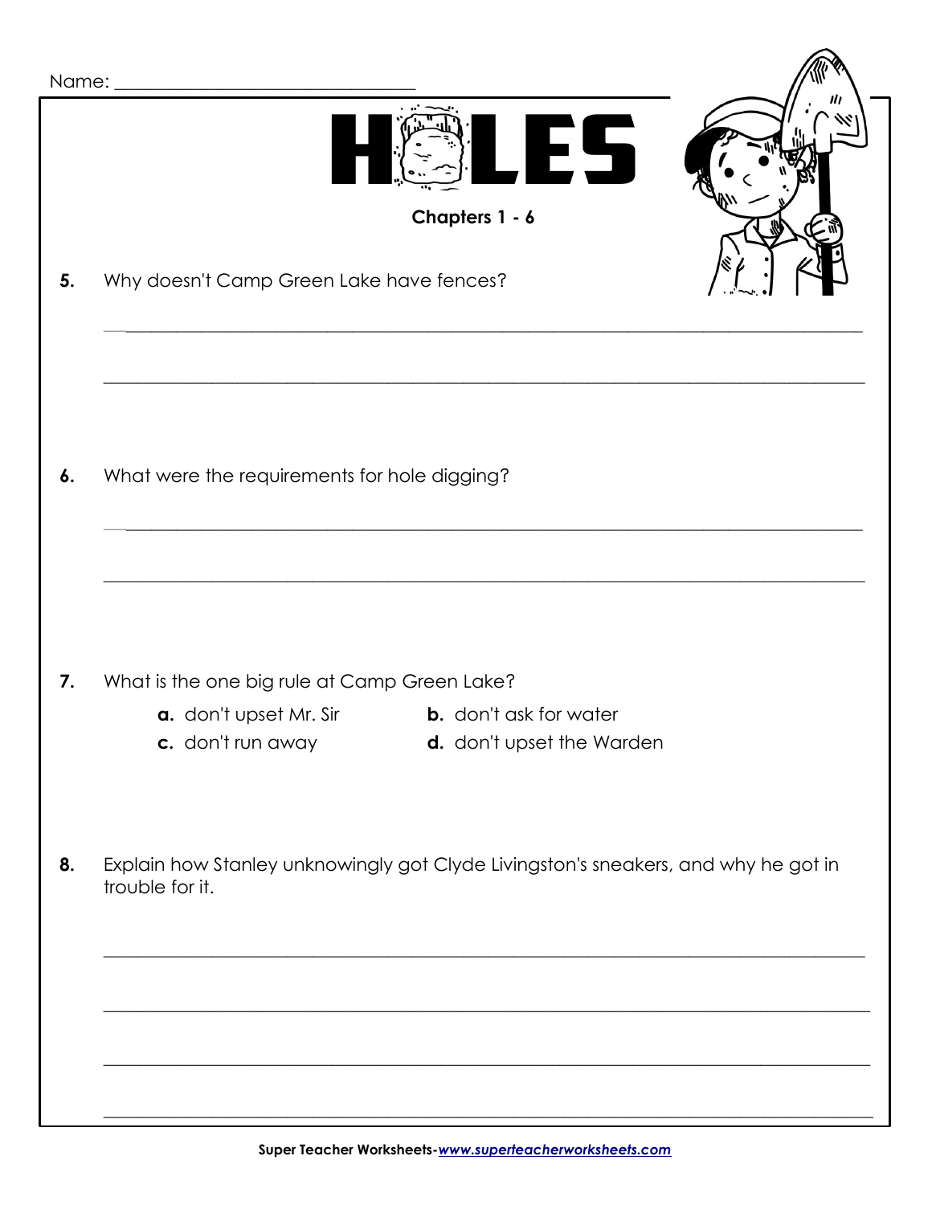Name: ______________________________

# HOLES

**Chapters 1 - 6**

**5.** Why doesn't Camp Green Lake have fences?

_______________________________________________________________________________

_______________________________________________________________________________

**6.** What were the requirements for hole digging?

_______________________________________________________________________________

_______________________________________________________________________________

**7.** What is the one big rule at Camp Green Lake?

**a.** don't upset Mr. Sir
**b.** don't ask for water
**c.** don't run away
**d.** don't upset the Warden

**8.** Explain how Stanley unknowingly got Clyde Livingston's sneakers, and why he got in trouble for it.

_______________________________________________________________________________

_______________________________________________________________________________

_______________________________________________________________________________

_______________________________________________________________________________

Super Teacher Worksheets-www.superteacherworksheets.com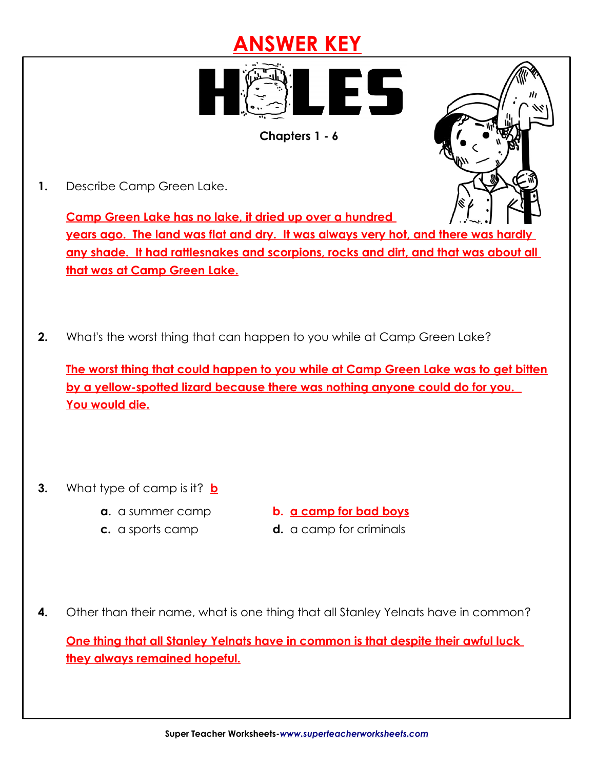# ANSWER KEY

## HOLES

**Chapters 1 - 6**

**1.** Describe Camp Green Lake.

**Camp Green Lake has no lake, it dried up over a hundred years ago. The land was flat and dry. It was always very hot, and there was hardly any shade. It had rattlesnakes and scorpions, rocks and dirt, and that was about all that was at Camp Green Lake.**

**2.** What's the worst thing that can happen to you while at Camp Green Lake?

**The worst thing that could happen to you while at Camp Green Lake was to get bitten by a yellow-spotted lizard because there was nothing anyone could do for you. You would die.**

**3.** What type of camp is it? **b**

- **a.** a summer camp
- **b. a camp for bad boys**
- **c.** a sports camp
- **d.** a camp for criminals

**4.** Other than their name, what is one thing that all Stanley Yelnats have in common?

**One thing that all Stanley Yelnats have in common is that despite their awful luck they always remained hopeful.**

Super Teacher Worksheets-*www.superteacherworksheets.com*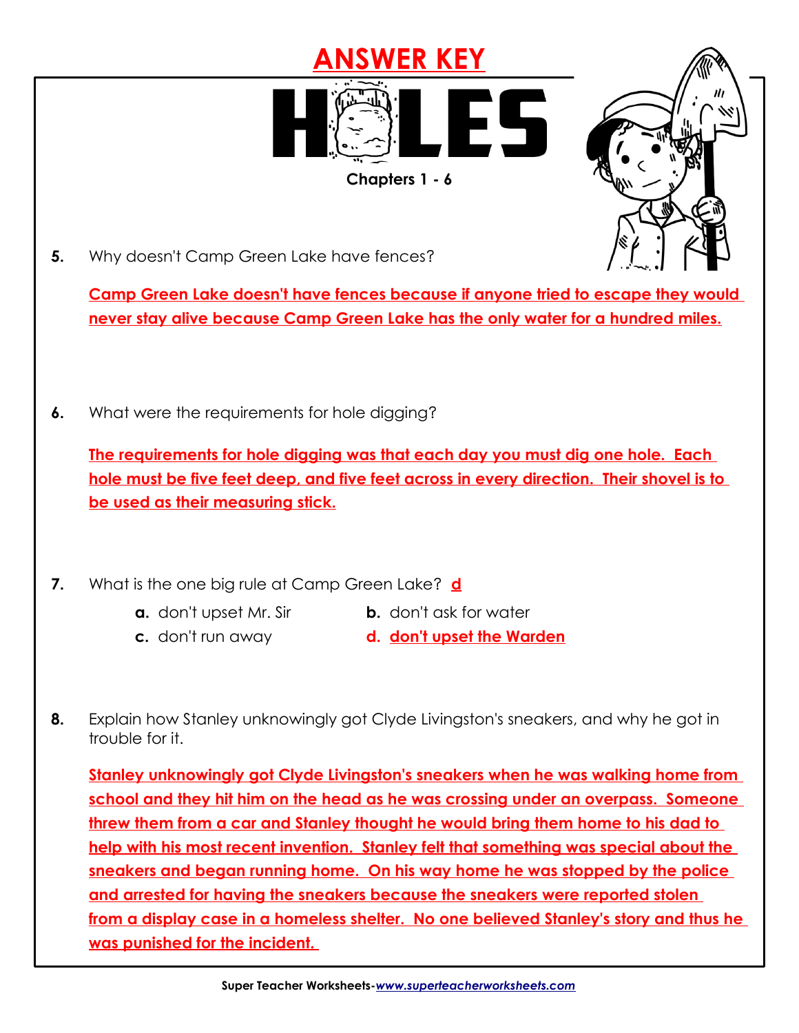# ANSWER KEY

# HOLES

**Chapters 1 - 6**

**5.** Why doesn't Camp Green Lake have fences?

Camp Green Lake doesn't have fences because if anyone tried to escape they would never stay alive because Camp Green Lake has the only water for a hundred miles.

**6.** What were the requirements for hole digging?

The requirements for hole digging was that each day you must dig one hole. Each hole must be five feet deep, and five feet across in every direction. Their shovel is to be used as their measuring stick.

**7.** What is the one big rule at Camp Green Lake? **d**

**a.** don't upset Mr. Sir

**b.** don't ask for water

**c.** don't run away

**d.** don't upset the Warden

**8.** Explain how Stanley unknowingly got Clyde Livingston's sneakers, and why he got in trouble for it.

Stanley unknowingly got Clyde Livingston's sneakers when he was walking home from school and they hit him on the head as he was crossing under an overpass. Someone threw them from a car and Stanley thought he would bring them home to his dad to help with his most recent invention. Stanley felt that something was special about the sneakers and began running home. On his way home he was stopped by the police and arrested for having the sneakers because the sneakers were reported stolen from a display case in a homeless shelter. No one believed Stanley's story and thus he was punished for the incident.

Super Teacher Worksheets-www.superteacherworksheets.com